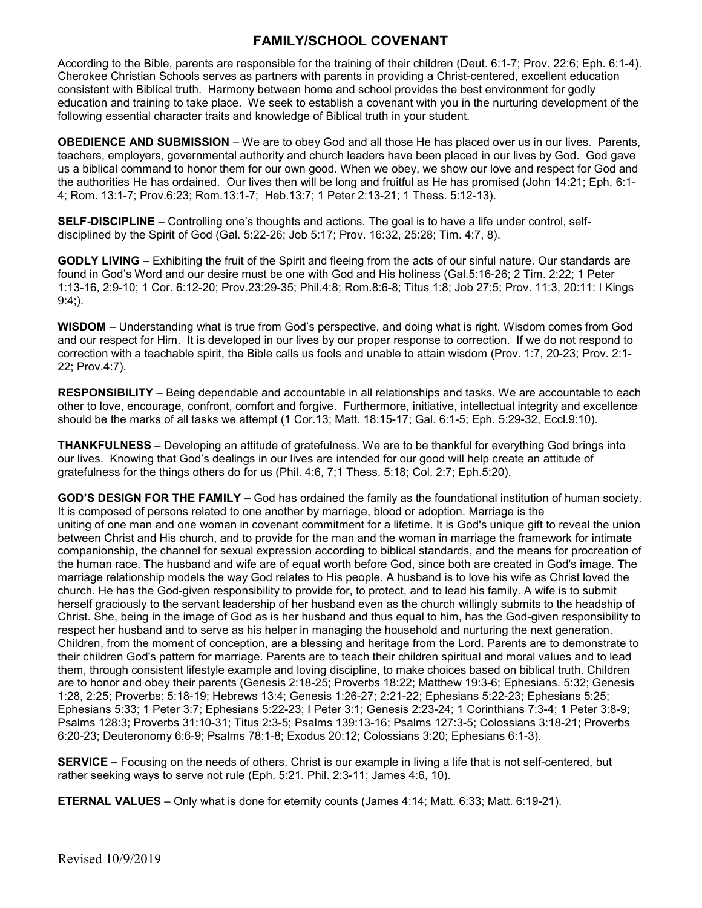# FAMILY/SCHOOL COVENANT

According to the Bible, parents are responsible for the training of their children (Deut. 6:1-7; Prov. 22:6; Eph. 6:1-4). Cherokee Christian Schools serves as partners with parents in providing a Christ-centered, excellent education consistent with Biblical truth. Harmony between home and school provides the best environment for godly education and training to take place. We seek to establish a covenant with you in the nurturing development of the following essential character traits and knowledge of Biblical truth in your student.

**OBEDIENCE AND SUBMISSION** – We are to obey God and all those He has placed over us in our lives. Parents, teachers, employers, governmental authority and church leaders have been placed in our lives by God. God gave us a biblical command to honor them for our own good. When we obey, we show our love and respect for God and the authorities He has ordained. Our lives then will be long and fruitful as He has promised (John 14:21; Eph. 6:1-4; Rom. 13:1-7; Prov.6:23; Rom.13:1-7; Heb.13:7; 1 Peter 2:13-21; 1 Thess. 5:12-13).

**SELF-DISCIPLINE** – Controlling one's thoughts and actions. The goal is to have a life under control, self-disciplined by the Spirit of God (Gal. 5:22-26; Job 5:17; Prov. 16:32, 25:28; Tim. 4:7, 8).

**GODLY LIVING –** Exhibiting the fruit of the Spirit and fleeing from the acts of our sinful nature. Our standards are found in God's Word and our desire must be one with God and His holiness (Gal.5:16-26; 2 Tim. 2:22; 1 Peter 1:13-16, 2:9-10; 1 Cor. 6:12-20; Prov.23:29-35; Phil.4:8; Rom.8:6-8; Titus 1:8; Job 27:5; Prov. 11:3, 20:11: I Kings 9:4;).

**WISDOM** – Understanding what is true from God's perspective, and doing what is right. Wisdom comes from God and our respect for Him. It is developed in our lives by our proper response to correction. If we do not respond to correction with a teachable spirit, the Bible calls us fools and unable to attain wisdom (Prov. 1:7, 20-23; Prov. 2:1-22; Prov.4:7).

**RESPONSIBILITY** – Being dependable and accountable in all relationships and tasks. We are accountable to each other to love, encourage, confront, comfort and forgive. Furthermore, initiative, intellectual integrity and excellence should be the marks of all tasks we attempt (1 Cor.13; Matt. 18:15-17; Gal. 6:1-5; Eph. 5:29-32, Eccl.9:10).

**THANKFULNESS** – Developing an attitude of gratefulness. We are to be thankful for everything God brings into our lives. Knowing that God's dealings in our lives are intended for our good will help create an attitude of gratefulness for the things others do for us (Phil. 4:6, 7;1 Thess. 5:18; Col. 2:7; Eph.5:20).

**GOD'S DESIGN FOR THE FAMILY –** God has ordained the family as the foundational institution of human society. It is composed of persons related to one another by marriage, blood or adoption. Marriage is the uniting of one man and one woman in covenant commitment for a lifetime. It is God's unique gift to reveal the union between Christ and His church, and to provide for the man and the woman in marriage the framework for intimate companionship, the channel for sexual expression according to biblical standards, and the means for procreation of the human race. The husband and wife are of equal worth before God, since both are created in God's image. The marriage relationship models the way God relates to His people. A husband is to love his wife as Christ loved the church. He has the God-given responsibility to provide for, to protect, and to lead his family. A wife is to submit herself graciously to the servant leadership of her husband even as the church willingly submits to the headship of Christ. She, being in the image of God as is her husband and thus equal to him, has the God-given responsibility to respect her husband and to serve as his helper in managing the household and nurturing the next generation. Children, from the moment of conception, are a blessing and heritage from the Lord. Parents are to demonstrate to their children God's pattern for marriage. Parents are to teach their children spiritual and moral values and to lead them, through consistent lifestyle example and loving discipline, to make choices based on biblical truth. Children are to honor and obey their parents (Genesis 2:18-25; Proverbs 18:22; Matthew 19:3-6; Ephesians. 5:32; Genesis 1:28, 2:25; Proverbs: 5:18-19; Hebrews 13:4; Genesis 1:26-27; 2:21-22; Ephesians 5:22-23; Ephesians 5:25; Ephesians 5:33; 1 Peter 3:7; Ephesians 5:22-23; I Peter 3:1; Genesis 2:23-24; 1 Corinthians 7:3-4; 1 Peter 3:8-9; Psalms 128:3; Proverbs 31:10-31; Titus 2:3-5; Psalms 139:13-16; Psalms 127:3-5; Colossians 3:18-21; Proverbs 6:20-23; Deuteronomy 6:6-9; Psalms 78:1-8; Exodus 20:12; Colossians 3:20; Ephesians 6:1-3).

**SERVICE –** Focusing on the needs of others. Christ is our example in living a life that is not self-centered, but rather seeking ways to serve not rule (Eph. 5:21. Phil. 2:3-11; James 4:6, 10).

**ETERNAL VALUES** – Only what is done for eternity counts (James 4:14; Matt. 6:33; Matt. 6:19-21).

Revised 10/9/2019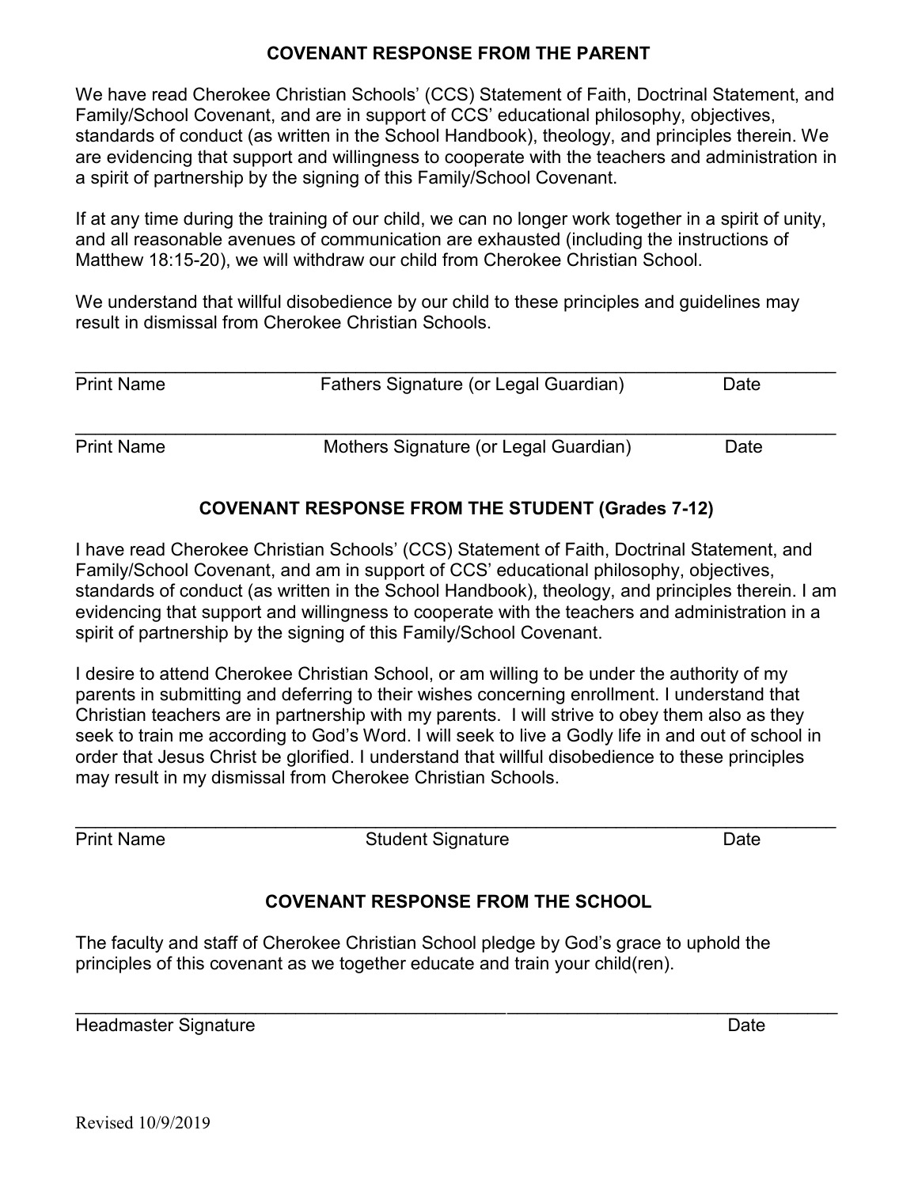## COVENANT RESPONSE FROM THE PARENT

We have read Cherokee Christian Schools' (CCS) Statement of Faith, Doctrinal Statement, and Family/School Covenant, and are in support of CCS' educational philosophy, objectives, standards of conduct (as written in the School Handbook), theology, and principles therein. We are evidencing that support and willingness to cooperate with the teachers and administration in a spirit of partnership by the signing of this Family/School Covenant.

If at any time during the training of our child, we can no longer work together in a spirit of unity, and all reasonable avenues of communication are exhausted (including the instructions of Matthew 18:15-20), we will withdraw our child from Cherokee Christian School.

We understand that willful disobedience by our child to these principles and guidelines may result in dismissal from Cherokee Christian Schools.

______________________________________________________________________

Print Name          Fathers Signature (or Legal Guardian)          Date

______________________________________________________________________

Print Name          Mothers Signature (or Legal Guardian)          Date

## COVENANT RESPONSE FROM THE STUDENT (Grades 7-12)

I have read Cherokee Christian Schools' (CCS) Statement of Faith, Doctrinal Statement, and Family/School Covenant, and am in support of CCS' educational philosophy, objectives, standards of conduct (as written in the School Handbook), theology, and principles therein. I am evidencing that support and willingness to cooperate with the teachers and administration in a spirit of partnership by the signing of this Family/School Covenant.

I desire to attend Cherokee Christian School, or am willing to be under the authority of my parents in submitting and deferring to their wishes concerning enrollment. I understand that Christian teachers are in partnership with my parents. I will strive to obey them also as they seek to train me according to God's Word. I will seek to live a Godly life in and out of school in order that Jesus Christ be glorified. I understand that willful disobedience to these principles may result in my dismissal from Cherokee Christian Schools.

______________________________________________________________________

Print Name          Student Signature          Date

## COVENANT RESPONSE FROM THE SCHOOL

The faculty and staff of Cherokee Christian School pledge by God's grace to uphold the principles of this covenant as we together educate and train your child(ren).

______________________________________________________________________

Headmaster Signature          Date

Revised 10/9/2019